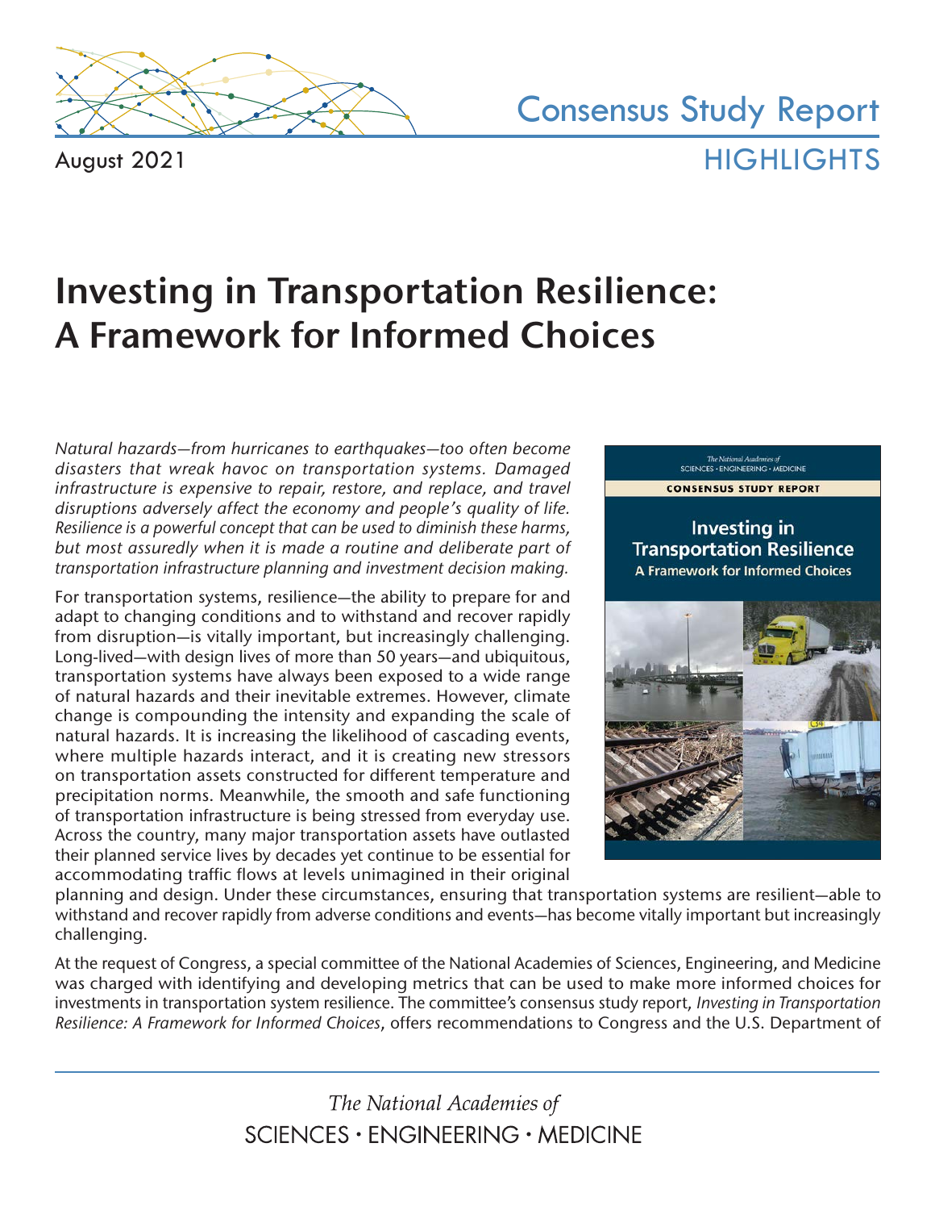Consensus Study Report

August 2021

HIGHLIGHTS

# Investing in Transportation Resilience: A Framework for Informed Choices

*Natural hazards—from hurricanes to earthquakes—too often become disasters that wreak havoc on transportation systems. Damaged infrastructure is expensive to repair, restore, and replace, and travel disruptions adversely affect the economy and people's quality of life. Resilience is a powerful concept that can be used to diminish these harms, but most assuredly when it is made a routine and deliberate part of transportation infrastructure planning and investment decision making.*

For transportation systems, resilience—the ability to prepare for and adapt to changing conditions and to withstand and recover rapidly from disruption—is vitally important, but increasingly challenging. Long-lived—with design lives of more than 50 years—and ubiquitous, transportation systems have always been exposed to a wide range of natural hazards and their inevitable extremes. However, climate change is compounding the intensity and expanding the scale of natural hazards. It is increasing the likelihood of cascading events, where multiple hazards interact, and it is creating new stressors on transportation assets constructed for different temperature and precipitation norms. Meanwhile, the smooth and safe functioning of transportation infrastructure is being stressed from everyday use. Across the country, many major transportation assets have outlasted their planned service lives by decades yet continue to be essential for accommodating traffic flows at levels unimagined in their original planning and design. Under these circumstances, ensuring that transportation systems are resilient—able to withstand and recover rapidly from adverse conditions and events—has become vitally important but increasingly challenging.

At the request of Congress, a special committee of the National Academies of Sciences, Engineering, and Medicine was charged with identifying and developing metrics that can be used to make more informed choices for investments in transportation system resilience. The committee's consensus study report, *Investing in Transportation Resilience: A Framework for Informed Choices*, offers recommendations to Congress and the U.S. Department of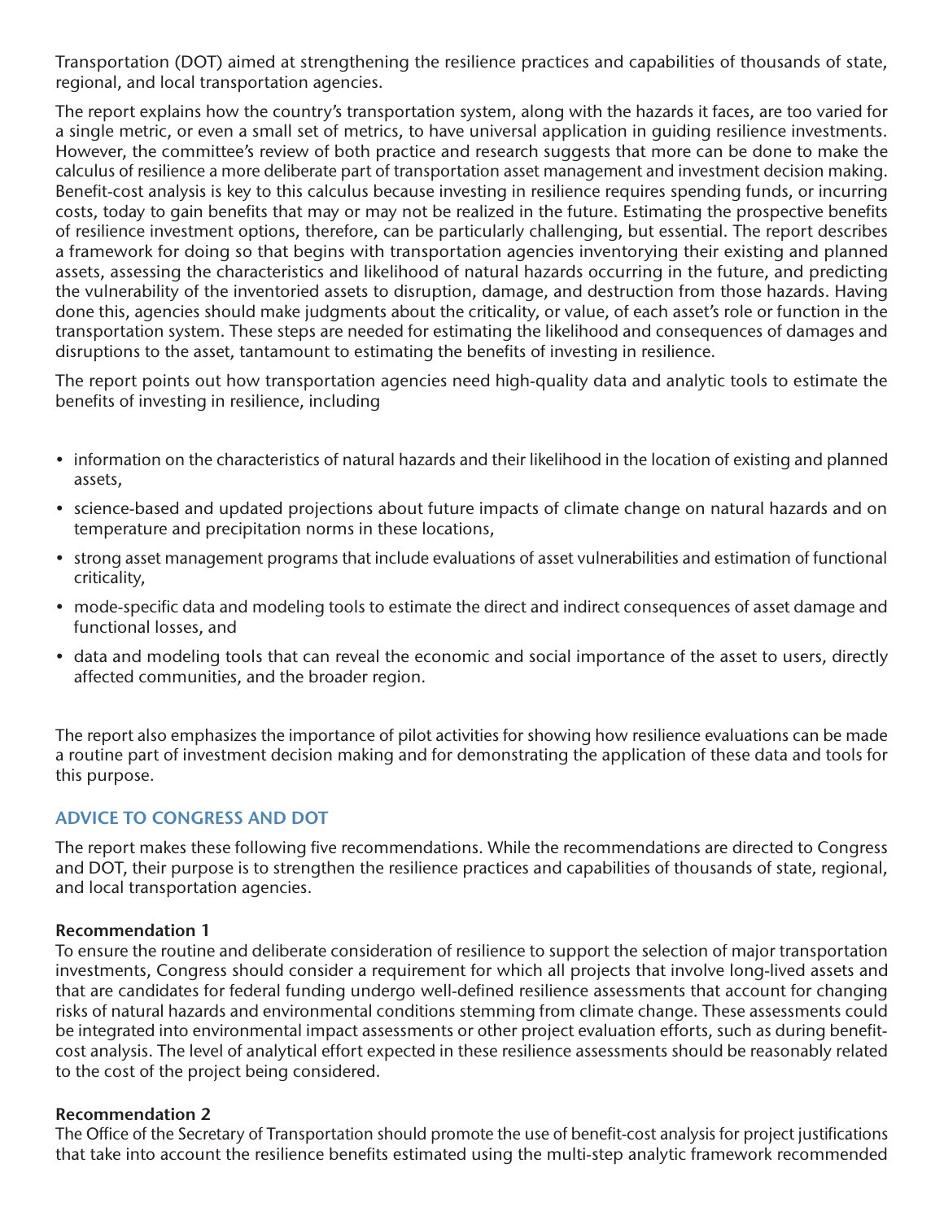Transportation (DOT) aimed at strengthening the resilience practices and capabilities of thousands of state, regional, and local transportation agencies.

The report explains how the country's transportation system, along with the hazards it faces, are too varied for a single metric, or even a small set of metrics, to have universal application in guiding resilience investments. However, the committee's review of both practice and research suggests that more can be done to make the calculus of resilience a more deliberate part of transportation asset management and investment decision making. Benefit-cost analysis is key to this calculus because investing in resilience requires spending funds, or incurring costs, today to gain benefits that may or may not be realized in the future. Estimating the prospective benefits of resilience investment options, therefore, can be particularly challenging, but essential. The report describes a framework for doing so that begins with transportation agencies inventorying their existing and planned assets, assessing the characteristics and likelihood of natural hazards occurring in the future, and predicting the vulnerability of the inventoried assets to disruption, damage, and destruction from those hazards. Having done this, agencies should make judgments about the criticality, or value, of each asset's role or function in the transportation system. These steps are needed for estimating the likelihood and consequences of damages and disruptions to the asset, tantamount to estimating the benefits of investing in resilience.

The report points out how transportation agencies need high-quality data and analytic tools to estimate the benefits of investing in resilience, including

- information on the characteristics of natural hazards and their likelihood in the location of existing and planned assets,
- science-based and updated projections about future impacts of climate change on natural hazards and on temperature and precipitation norms in these locations,
- strong asset management programs that include evaluations of asset vulnerabilities and estimation of functional criticality,
- mode-specific data and modeling tools to estimate the direct and indirect consequences of asset damage and functional losses, and
- data and modeling tools that can reveal the economic and social importance of the asset to users, directly affected communities, and the broader region.

The report also emphasizes the importance of pilot activities for showing how resilience evaluations can be made a routine part of investment decision making and for demonstrating the application of these data and tools for this purpose.

## ADVICE TO CONGRESS AND DOT

The report makes these following five recommendations. While the recommendations are directed to Congress and DOT, their purpose is to strengthen the resilience practices and capabilities of thousands of state, regional, and local transportation agencies.

**Recommendation 1**
To ensure the routine and deliberate consideration of resilience to support the selection of major transportation investments, Congress should consider a requirement for which all projects that involve long-lived assets and that are candidates for federal funding undergo well-defined resilience assessments that account for changing risks of natural hazards and environmental conditions stemming from climate change. These assessments could be integrated into environmental impact assessments or other project evaluation efforts, such as during benefit-cost analysis. The level of analytical effort expected in these resilience assessments should be reasonably related to the cost of the project being considered.

**Recommendation 2**
The Office of the Secretary of Transportation should promote the use of benefit-cost analysis for project justifications that take into account the resilience benefits estimated using the multi-step analytic framework recommended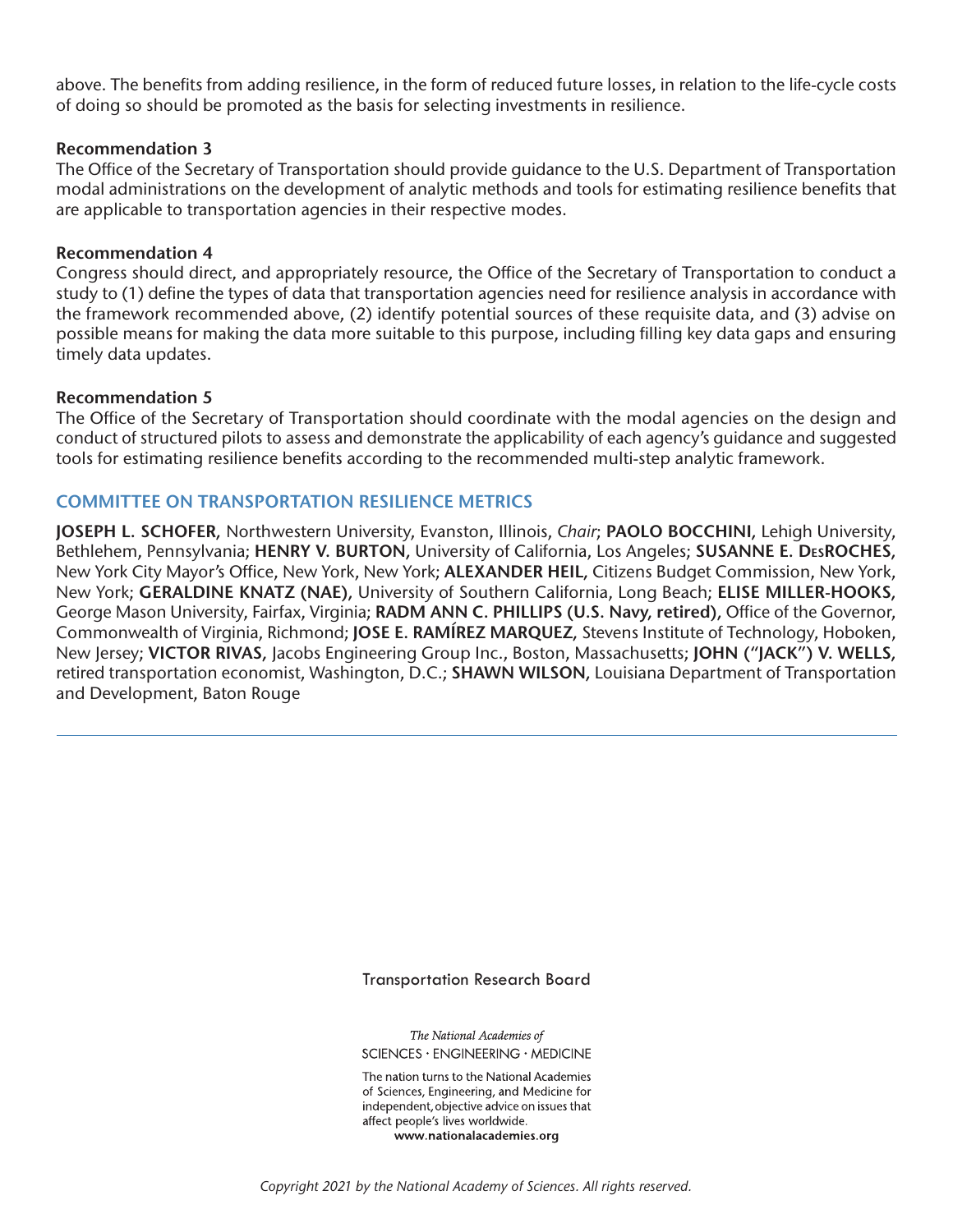above. The benefits from adding resilience, in the form of reduced future losses, in relation to the life-cycle costs of doing so should be promoted as the basis for selecting investments in resilience.

**Recommendation 3**

The Office of the Secretary of Transportation should provide guidance to the U.S. Department of Transportation modal administrations on the development of analytic methods and tools for estimating resilience benefits that are applicable to transportation agencies in their respective modes.

**Recommendation 4**

Congress should direct, and appropriately resource, the Office of the Secretary of Transportation to conduct a study to (1) define the types of data that transportation agencies need for resilience analysis in accordance with the framework recommended above, (2) identify potential sources of these requisite data, and (3) advise on possible means for making the data more suitable to this purpose, including filling key data gaps and ensuring timely data updates.

**Recommendation 5**

The Office of the Secretary of Transportation should coordinate with the modal agencies on the design and conduct of structured pilots to assess and demonstrate the applicability of each agency's guidance and suggested tools for estimating resilience benefits according to the recommended multi-step analytic framework.

## COMMITTEE ON TRANSPORTATION RESILIENCE METRICS

**JOSEPH L. SCHOFER,** Northwestern University, Evanston, Illinois, *Chair*; **PAOLO BOCCHINI,** Lehigh University, Bethlehem, Pennsylvania; **HENRY V. BURTON,** University of California, Los Angeles; **SUSANNE E. DesROCHES,** New York City Mayor's Office, New York, New York; **ALEXANDER HEIL,** Citizens Budget Commission, New York, New York; **GERALDINE KNATZ (NAE),** University of Southern California, Long Beach; **ELISE MILLER-HOOKS,** George Mason University, Fairfax, Virginia; **RADM ANN C. PHILLIPS (U.S. Navy, retired),** Office of the Governor, Commonwealth of Virginia, Richmond; **JOSE E. RAMÍREZ MARQUEZ,** Stevens Institute of Technology, Hoboken, New Jersey; **VICTOR RIVAS,** Jacobs Engineering Group Inc., Boston, Massachusetts; **JOHN ("JACK") V. WELLS,** retired transportation economist, Washington, D.C.; **SHAWN WILSON,** Louisiana Department of Transportation and Development, Baton Rouge

---

Transportation Research Board

*The National Academies of*
SCIENCES · ENGINEERING · MEDICINE

The nation turns to the National Academies of Sciences, Engineering, and Medicine for independent, objective advice on issues that affect people's lives worldwide.
**www.nationalacademies.org**

*Copyright 2021 by the National Academy of Sciences. All rights reserved.*